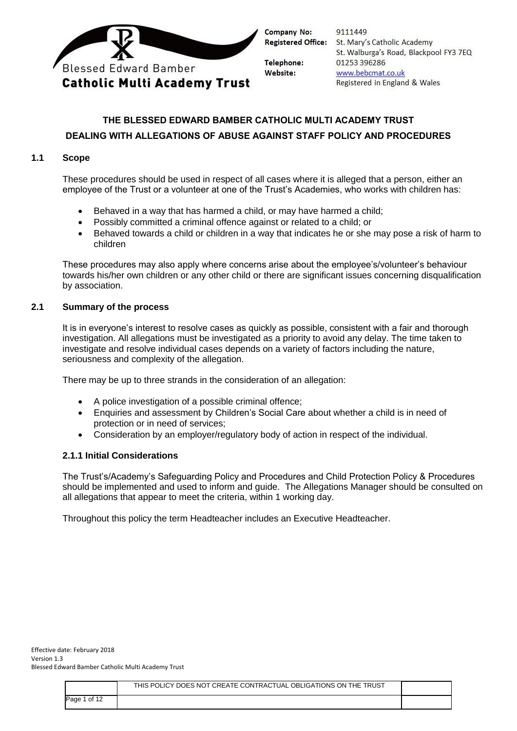**Blessed Edward Bamber**
**Catholic Multi Academy Trust**

**Company No:** 9111449
**Registered Office:** St. Mary's Catholic Academy
St. Walburga's Road, Blackpool FY3 7EQ
**Telephone:** 01253 396286
**Website:** www.bebcmat.co.uk
Registered in England & Wales

# THE BLESSED EDWARD BAMBER CATHOLIC MULTI ACADEMY TRUST

## DEALING WITH ALLEGATIONS OF ABUSE AGAINST STAFF POLICY AND PROCEDURES

### 1.1 Scope

These procedures should be used in respect of all cases where it is alleged that a person, either an employee of the Trust or a volunteer at one of the Trust's Academies, who works with children has:

- Behaved in a way that has harmed a child, or may have harmed a child;
- Possibly committed a criminal offence against or related to a child; or
- Behaved towards a child or children in a way that indicates he or she may pose a risk of harm to children

These procedures may also apply where concerns arise about the employee's/volunteer's behaviour towards his/her own children or any other child or there are significant issues concerning disqualification by association.

### 2.1 Summary of the process

It is in everyone's interest to resolve cases as quickly as possible, consistent with a fair and thorough investigation. All allegations must be investigated as a priority to avoid any delay. The time taken to investigate and resolve individual cases depends on a variety of factors including the nature, seriousness and complexity of the allegation.

There may be up to three strands in the consideration of an allegation:

- A police investigation of a possible criminal offence;
- Enquiries and assessment by Children's Social Care about whether a child is in need of protection or in need of services;
- Consideration by an employer/regulatory body of action in respect of the individual.

#### 2.1.1 Initial Considerations

The Trust's/Academy's Safeguarding Policy and Procedures and Child Protection Policy & Procedures should be implemented and used to inform and guide. The Allegations Manager should be consulted on all allegations that appear to meet the criteria, within 1 working day.

Throughout this policy the term Headteacher includes an Executive Headteacher.

Effective date: February 2018
Version 1.3
Blessed Edward Bamber Catholic Multi Academy Trust

THIS POLICY DOES NOT CREATE CONTRACTUAL OBLIGATIONS ON THE TRUST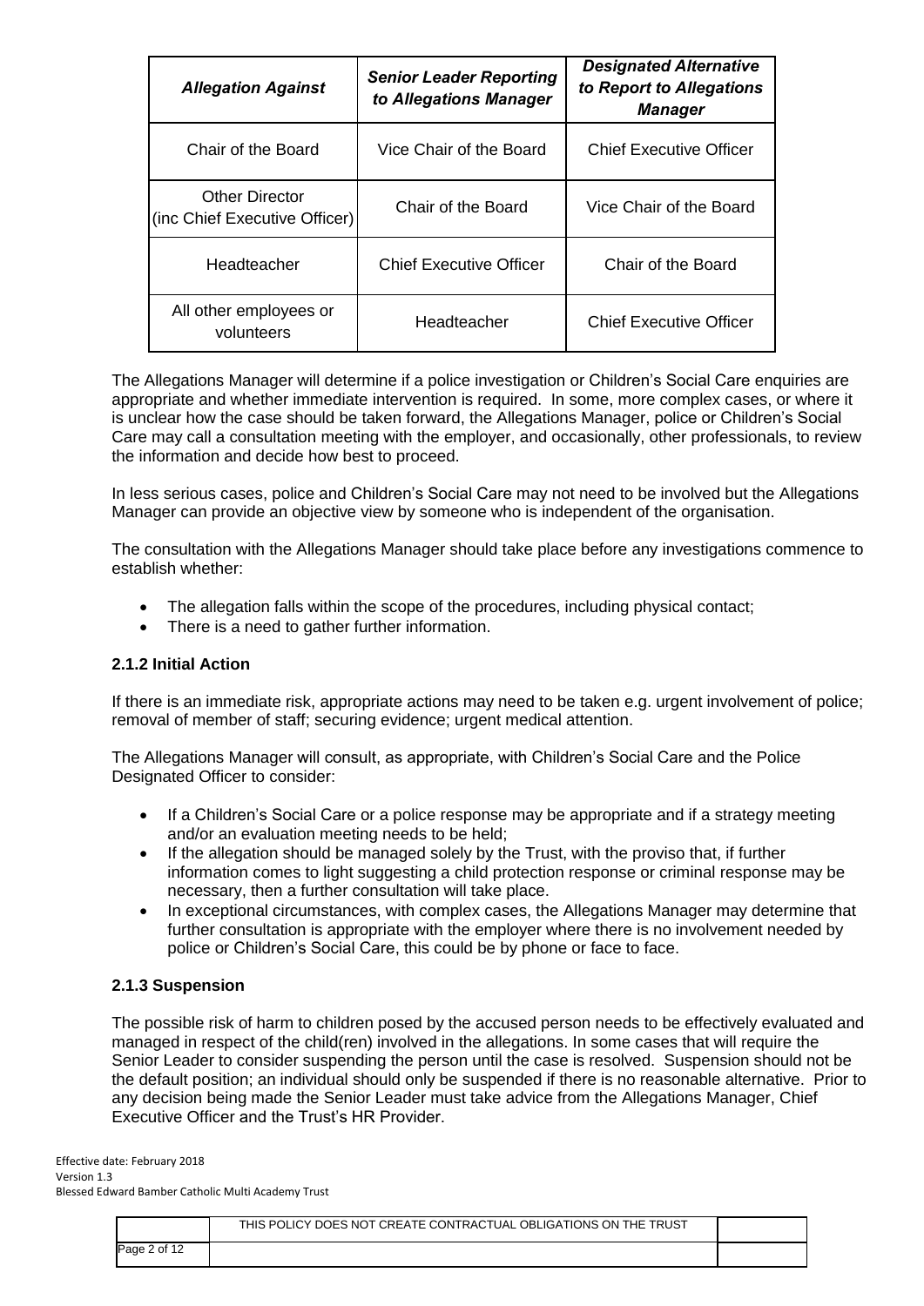| *Allegation Against* | *Senior Leader Reporting to Allegations Manager* | *Designated Alternative to Report to Allegations Manager* |
|---|---|---|
| Chair of the Board | Vice Chair of the Board | Chief Executive Officer |
| Other Director (inc Chief Executive Officer) | Chair of the Board | Vice Chair of the Board |
| Headteacher | Chief Executive Officer | Chair of the Board |
| All other employees or volunteers | Headteacher | Chief Executive Officer |

The Allegations Manager will determine if a police investigation or Children's Social Care enquiries are appropriate and whether immediate intervention is required. In some, more complex cases, or where it is unclear how the case should be taken forward, the Allegations Manager, police or Children's Social Care may call a consultation meeting with the employer, and occasionally, other professionals, to review the information and decide how best to proceed.

In less serious cases, police and Children's Social Care may not need to be involved but the Allegations Manager can provide an objective view by someone who is independent of the organisation.

The consultation with the Allegations Manager should take place before any investigations commence to establish whether:

- The allegation falls within the scope of the procedures, including physical contact;
- There is a need to gather further information.

### 2.1.2 Initial Action

If there is an immediate risk, appropriate actions may need to be taken e.g. urgent involvement of police; removal of member of staff; securing evidence; urgent medical attention.

The Allegations Manager will consult, as appropriate, with Children's Social Care and the Police Designated Officer to consider:

- If a Children's Social Care or a police response may be appropriate and if a strategy meeting and/or an evaluation meeting needs to be held;
- If the allegation should be managed solely by the Trust, with the proviso that, if further information comes to light suggesting a child protection response or criminal response may be necessary, then a further consultation will take place.
- In exceptional circumstances, with complex cases, the Allegations Manager may determine that further consultation is appropriate with the employer where there is no involvement needed by police or Children's Social Care, this could be by phone or face to face.

### 2.1.3 Suspension

The possible risk of harm to children posed by the accused person needs to be effectively evaluated and managed in respect of the child(ren) involved in the allegations. In some cases that will require the Senior Leader to consider suspending the person until the case is resolved. Suspension should not be the default position; an individual should only be suspended if there is no reasonable alternative. Prior to any decision being made the Senior Leader must take advice from the Allegations Manager, Chief Executive Officer and the Trust's HR Provider.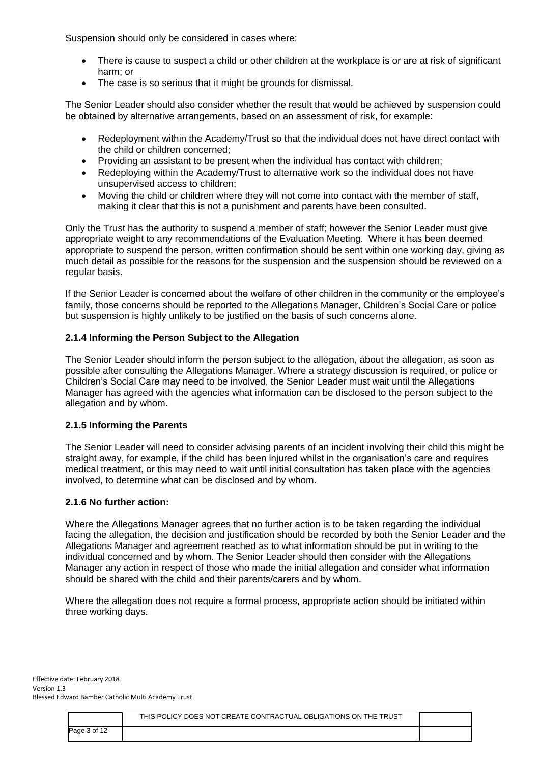Suspension should only be considered in cases where:

- There is cause to suspect a child or other children at the workplace is or are at risk of significant harm; or
- The case is so serious that it might be grounds for dismissal.

The Senior Leader should also consider whether the result that would be achieved by suspension could be obtained by alternative arrangements, based on an assessment of risk, for example:

- Redeployment within the Academy/Trust so that the individual does not have direct contact with the child or children concerned;
- Providing an assistant to be present when the individual has contact with children;
- Redeploying within the Academy/Trust to alternative work so the individual does not have unsupervised access to children;
- Moving the child or children where they will not come into contact with the member of staff, making it clear that this is not a punishment and parents have been consulted.

Only the Trust has the authority to suspend a member of staff; however the Senior Leader must give appropriate weight to any recommendations of the Evaluation Meeting. Where it has been deemed appropriate to suspend the person, written confirmation should be sent within one working day, giving as much detail as possible for the reasons for the suspension and the suspension should be reviewed on a regular basis.

If the Senior Leader is concerned about the welfare of other children in the community or the employee's family, those concerns should be reported to the Allegations Manager, Children's Social Care or police but suspension is highly unlikely to be justified on the basis of such concerns alone.

### 2.1.4 Informing the Person Subject to the Allegation

The Senior Leader should inform the person subject to the allegation, about the allegation, as soon as possible after consulting the Allegations Manager. Where a strategy discussion is required, or police or Children's Social Care may need to be involved, the Senior Leader must wait until the Allegations Manager has agreed with the agencies what information can be disclosed to the person subject to the allegation and by whom.

### 2.1.5 Informing the Parents

The Senior Leader will need to consider advising parents of an incident involving their child this might be straight away, for example, if the child has been injured whilst in the organisation's care and requires medical treatment, or this may need to wait until initial consultation has taken place with the agencies involved, to determine what can be disclosed and by whom.

### 2.1.6 No further action:

Where the Allegations Manager agrees that no further action is to be taken regarding the individual facing the allegation, the decision and justification should be recorded by both the Senior Leader and the Allegations Manager and agreement reached as to what information should be put in writing to the individual concerned and by whom. The Senior Leader should then consider with the Allegations Manager any action in respect of those who made the initial allegation and consider what information should be shared with the child and their parents/carers and by whom.

Where the allegation does not require a formal process, appropriate action should be initiated within three working days.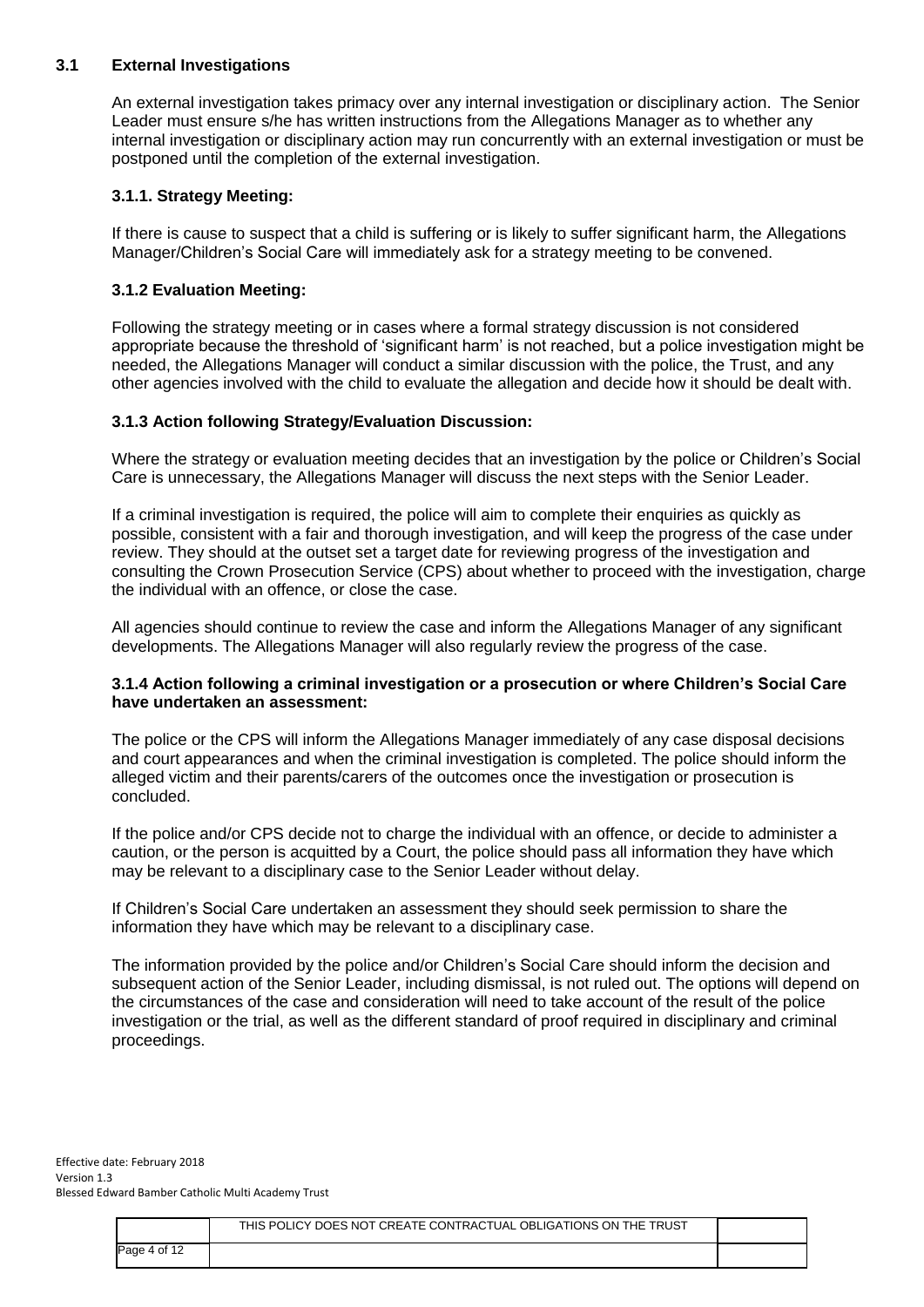## 3.1 External Investigations

An external investigation takes primacy over any internal investigation or disciplinary action. The Senior Leader must ensure s/he has written instructions from the Allegations Manager as to whether any internal investigation or disciplinary action may run concurrently with an external investigation or must be postponed until the completion of the external investigation.

### 3.1.1. Strategy Meeting:

If there is cause to suspect that a child is suffering or is likely to suffer significant harm, the Allegations Manager/Children's Social Care will immediately ask for a strategy meeting to be convened.

### 3.1.2 Evaluation Meeting:

Following the strategy meeting or in cases where a formal strategy discussion is not considered appropriate because the threshold of 'significant harm' is not reached, but a police investigation might be needed, the Allegations Manager will conduct a similar discussion with the police, the Trust, and any other agencies involved with the child to evaluate the allegation and decide how it should be dealt with.

### 3.1.3 Action following Strategy/Evaluation Discussion:

Where the strategy or evaluation meeting decides that an investigation by the police or Children's Social Care is unnecessary, the Allegations Manager will discuss the next steps with the Senior Leader.

If a criminal investigation is required, the police will aim to complete their enquiries as quickly as possible, consistent with a fair and thorough investigation, and will keep the progress of the case under review. They should at the outset set a target date for reviewing progress of the investigation and consulting the Crown Prosecution Service (CPS) about whether to proceed with the investigation, charge the individual with an offence, or close the case.

All agencies should continue to review the case and inform the Allegations Manager of any significant developments. The Allegations Manager will also regularly review the progress of the case.

### 3.1.4 Action following a criminal investigation or a prosecution or where Children's Social Care have undertaken an assessment:

The police or the CPS will inform the Allegations Manager immediately of any case disposal decisions and court appearances and when the criminal investigation is completed. The police should inform the alleged victim and their parents/carers of the outcomes once the investigation or prosecution is concluded.

If the police and/or CPS decide not to charge the individual with an offence, or decide to administer a caution, or the person is acquitted by a Court, the police should pass all information they have which may be relevant to a disciplinary case to the Senior Leader without delay.

If Children's Social Care undertaken an assessment they should seek permission to share the information they have which may be relevant to a disciplinary case.

The information provided by the police and/or Children's Social Care should inform the decision and subsequent action of the Senior Leader, including dismissal, is not ruled out. The options will depend on the circumstances of the case and consideration will need to take account of the result of the police investigation or the trial, as well as the different standard of proof required in disciplinary and criminal proceedings.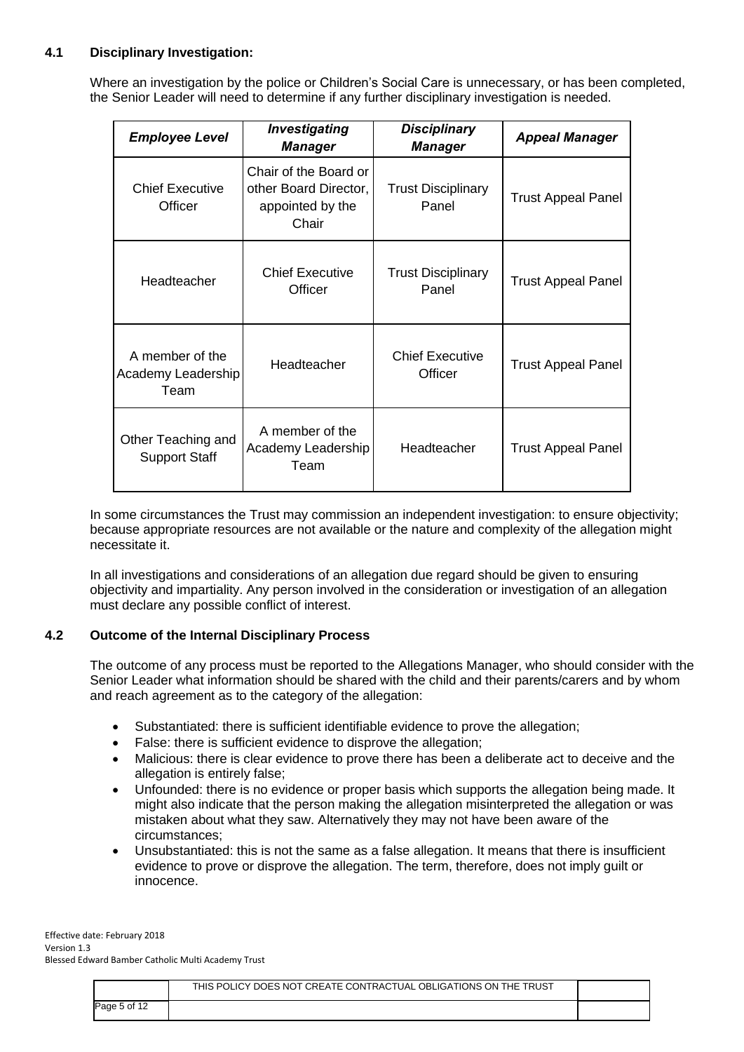### 4.1 Disciplinary Investigation:

Where an investigation by the police or Children's Social Care is unnecessary, or has been completed, the Senior Leader will need to determine if any further disciplinary investigation is needed.

| *Employee Level* | *Investigating Manager* | *Disciplinary Manager* | *Appeal Manager* |
|---|---|---|---|
| Chief Executive Officer | Chair of the Board or other Board Director, appointed by the Chair | Trust Disciplinary Panel | Trust Appeal Panel |
| Headteacher | Chief Executive Officer | Trust Disciplinary Panel | Trust Appeal Panel |
| A member of the Academy Leadership Team | Headteacher | Chief Executive Officer | Trust Appeal Panel |
| Other Teaching and Support Staff | A member of the Academy Leadership Team | Headteacher | Trust Appeal Panel |

In some circumstances the Trust may commission an independent investigation: to ensure objectivity; because appropriate resources are not available or the nature and complexity of the allegation might necessitate it.

In all investigations and considerations of an allegation due regard should be given to ensuring objectivity and impartiality. Any person involved in the consideration or investigation of an allegation must declare any possible conflict of interest.

### 4.2 Outcome of the Internal Disciplinary Process

The outcome of any process must be reported to the Allegations Manager, who should consider with the Senior Leader what information should be shared with the child and their parents/carers and by whom and reach agreement as to the category of the allegation:

- Substantiated: there is sufficient identifiable evidence to prove the allegation;
- False: there is sufficient evidence to disprove the allegation;
- Malicious: there is clear evidence to prove there has been a deliberate act to deceive and the allegation is entirely false;
- Unfounded: there is no evidence or proper basis which supports the allegation being made. It might also indicate that the person making the allegation misinterpreted the allegation or was mistaken about what they saw. Alternatively they may not have been aware of the circumstances;
- Unsubstantiated: this is not the same as a false allegation. It means that there is insufficient evidence to prove or disprove the allegation. The term, therefore, does not imply guilt or innocence.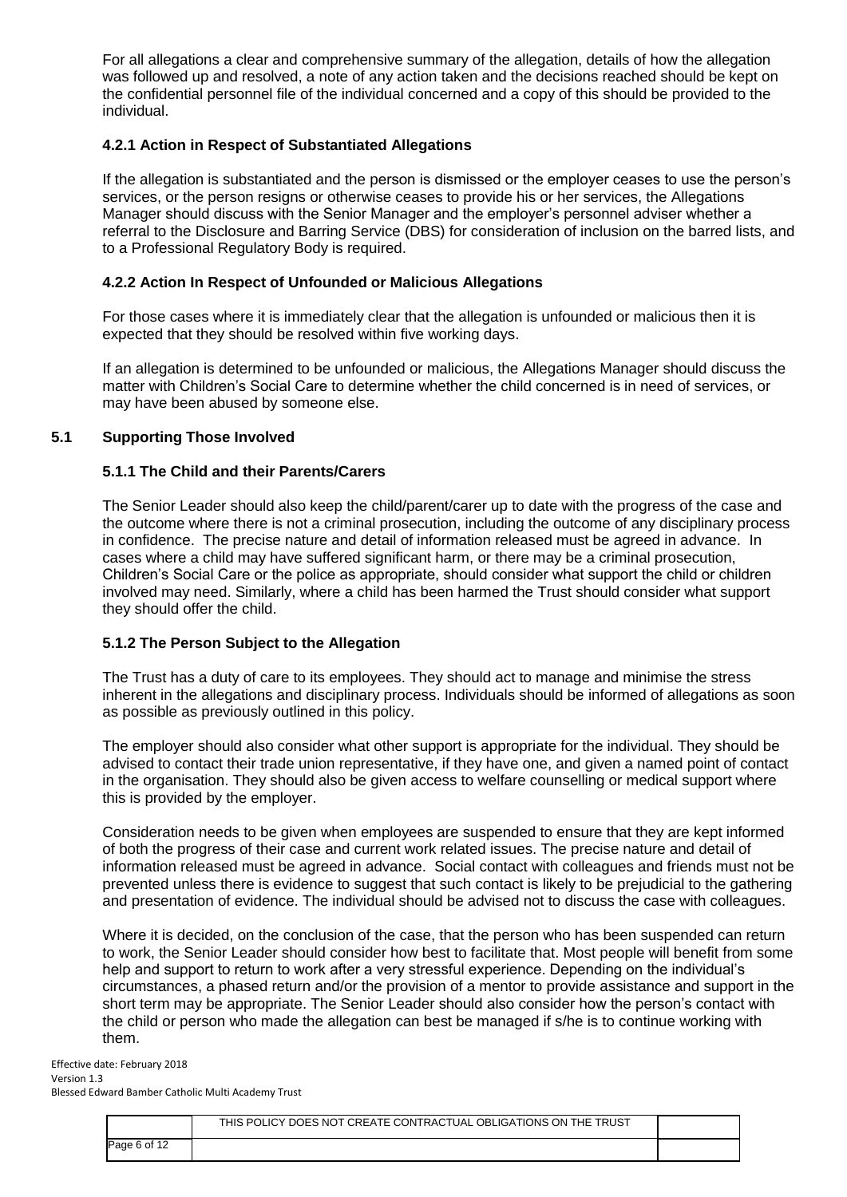For all allegations a clear and comprehensive summary of the allegation, details of how the allegation was followed up and resolved, a note of any action taken and the decisions reached should be kept on the confidential personnel file of the individual concerned and a copy of this should be provided to the individual.

#### 4.2.1 Action in Respect of Substantiated Allegations

If the allegation is substantiated and the person is dismissed or the employer ceases to use the person's services, or the person resigns or otherwise ceases to provide his or her services, the Allegations Manager should discuss with the Senior Manager and the employer's personnel adviser whether a referral to the Disclosure and Barring Service (DBS) for consideration of inclusion on the barred lists, and to a Professional Regulatory Body is required.

#### 4.2.2 Action In Respect of Unfounded or Malicious Allegations

For those cases where it is immediately clear that the allegation is unfounded or malicious then it is expected that they should be resolved within five working days.

If an allegation is determined to be unfounded or malicious, the Allegations Manager should discuss the matter with Children's Social Care to determine whether the child concerned is in need of services, or may have been abused by someone else.

### 5.1 Supporting Those Involved

#### 5.1.1 The Child and their Parents/Carers

The Senior Leader should also keep the child/parent/carer up to date with the progress of the case and the outcome where there is not a criminal prosecution, including the outcome of any disciplinary process in confidence. The precise nature and detail of information released must be agreed in advance. In cases where a child may have suffered significant harm, or there may be a criminal prosecution, Children's Social Care or the police as appropriate, should consider what support the child or children involved may need. Similarly, where a child has been harmed the Trust should consider what support they should offer the child.

#### 5.1.2 The Person Subject to the Allegation

The Trust has a duty of care to its employees. They should act to manage and minimise the stress inherent in the allegations and disciplinary process. Individuals should be informed of allegations as soon as possible as previously outlined in this policy.

The employer should also consider what other support is appropriate for the individual. They should be advised to contact their trade union representative, if they have one, and given a named point of contact in the organisation. They should also be given access to welfare counselling or medical support where this is provided by the employer.

Consideration needs to be given when employees are suspended to ensure that they are kept informed of both the progress of their case and current work related issues. The precise nature and detail of information released must be agreed in advance. Social contact with colleagues and friends must not be prevented unless there is evidence to suggest that such contact is likely to be prejudicial to the gathering and presentation of evidence. The individual should be advised not to discuss the case with colleagues.

Where it is decided, on the conclusion of the case, that the person who has been suspended can return to work, the Senior Leader should consider how best to facilitate that. Most people will benefit from some help and support to return to work after a very stressful experience. Depending on the individual's circumstances, a phased return and/or the provision of a mentor to provide assistance and support in the short term may be appropriate. The Senior Leader should also consider how the person's contact with the child or person who made the allegation can best be managed if s/he is to continue working with them.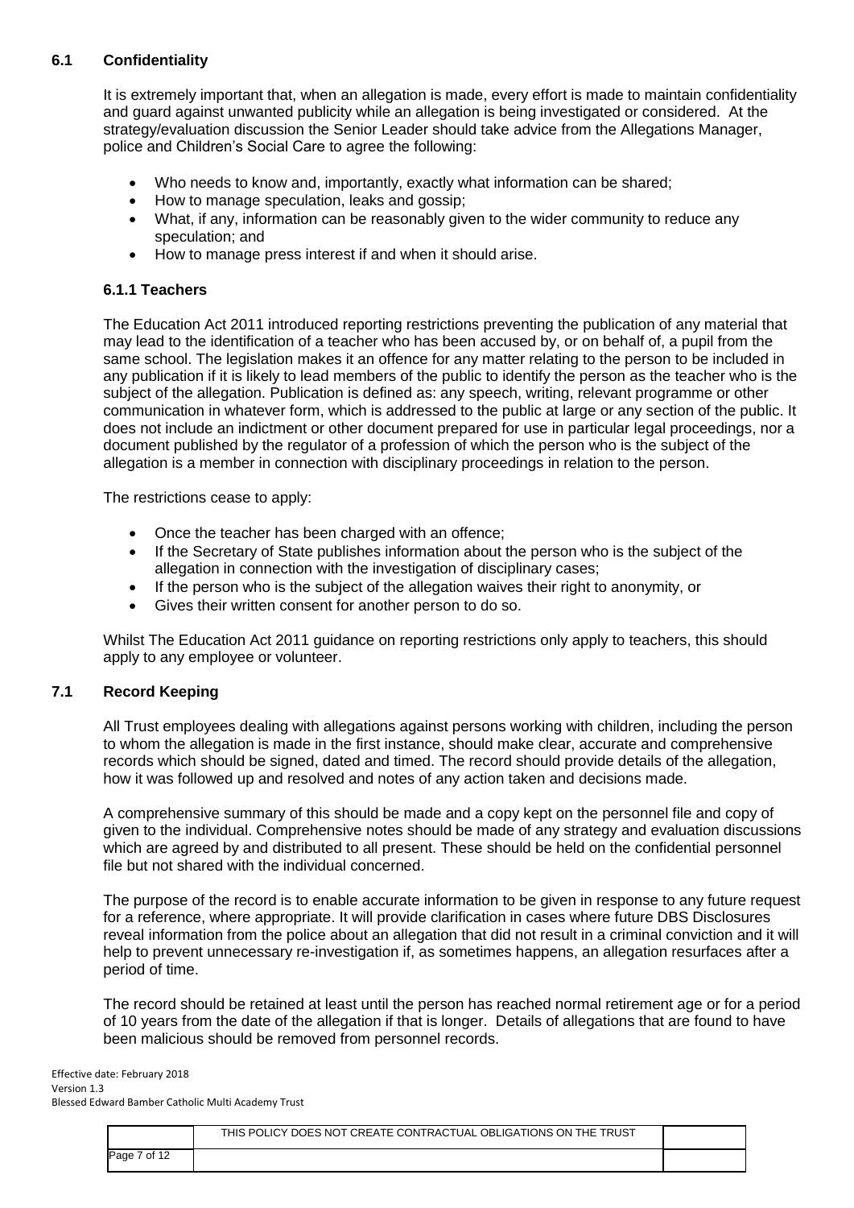## 6.1 Confidentiality

It is extremely important that, when an allegation is made, every effort is made to maintain confidentiality and guard against unwanted publicity while an allegation is being investigated or considered. At the strategy/evaluation discussion the Senior Leader should take advice from the Allegations Manager, police and Children's Social Care to agree the following:

- Who needs to know and, importantly, exactly what information can be shared;
- How to manage speculation, leaks and gossip;
- What, if any, information can be reasonably given to the wider community to reduce any speculation; and
- How to manage press interest if and when it should arise.

### 6.1.1 Teachers

The Education Act 2011 introduced reporting restrictions preventing the publication of any material that may lead to the identification of a teacher who has been accused by, or on behalf of, a pupil from the same school. The legislation makes it an offence for any matter relating to the person to be included in any publication if it is likely to lead members of the public to identify the person as the teacher who is the subject of the allegation. Publication is defined as: any speech, writing, relevant programme or other communication in whatever form, which is addressed to the public at large or any section of the public. It does not include an indictment or other document prepared for use in particular legal proceedings, nor a document published by the regulator of a profession of which the person who is the subject of the allegation is a member in connection with disciplinary proceedings in relation to the person.

The restrictions cease to apply:

- Once the teacher has been charged with an offence;
- If the Secretary of State publishes information about the person who is the subject of the allegation in connection with the investigation of disciplinary cases;
- If the person who is the subject of the allegation waives their right to anonymity, or
- Gives their written consent for another person to do so.

Whilst The Education Act 2011 guidance on reporting restrictions only apply to teachers, this should apply to any employee or volunteer.

## 7.1 Record Keeping

All Trust employees dealing with allegations against persons working with children, including the person to whom the allegation is made in the first instance, should make clear, accurate and comprehensive records which should be signed, dated and timed. The record should provide details of the allegation, how it was followed up and resolved and notes of any action taken and decisions made.

A comprehensive summary of this should be made and a copy kept on the personnel file and copy of given to the individual. Comprehensive notes should be made of any strategy and evaluation discussions which are agreed by and distributed to all present. These should be held on the confidential personnel file but not shared with the individual concerned.

The purpose of the record is to enable accurate information to be given in response to any future request for a reference, where appropriate. It will provide clarification in cases where future DBS Disclosures reveal information from the police about an allegation that did not result in a criminal conviction and it will help to prevent unnecessary re-investigation if, as sometimes happens, an allegation resurfaces after a period of time.

The record should be retained at least until the person has reached normal retirement age or for a period of 10 years from the date of the allegation if that is longer. Details of allegations that are found to have been malicious should be removed from personnel records.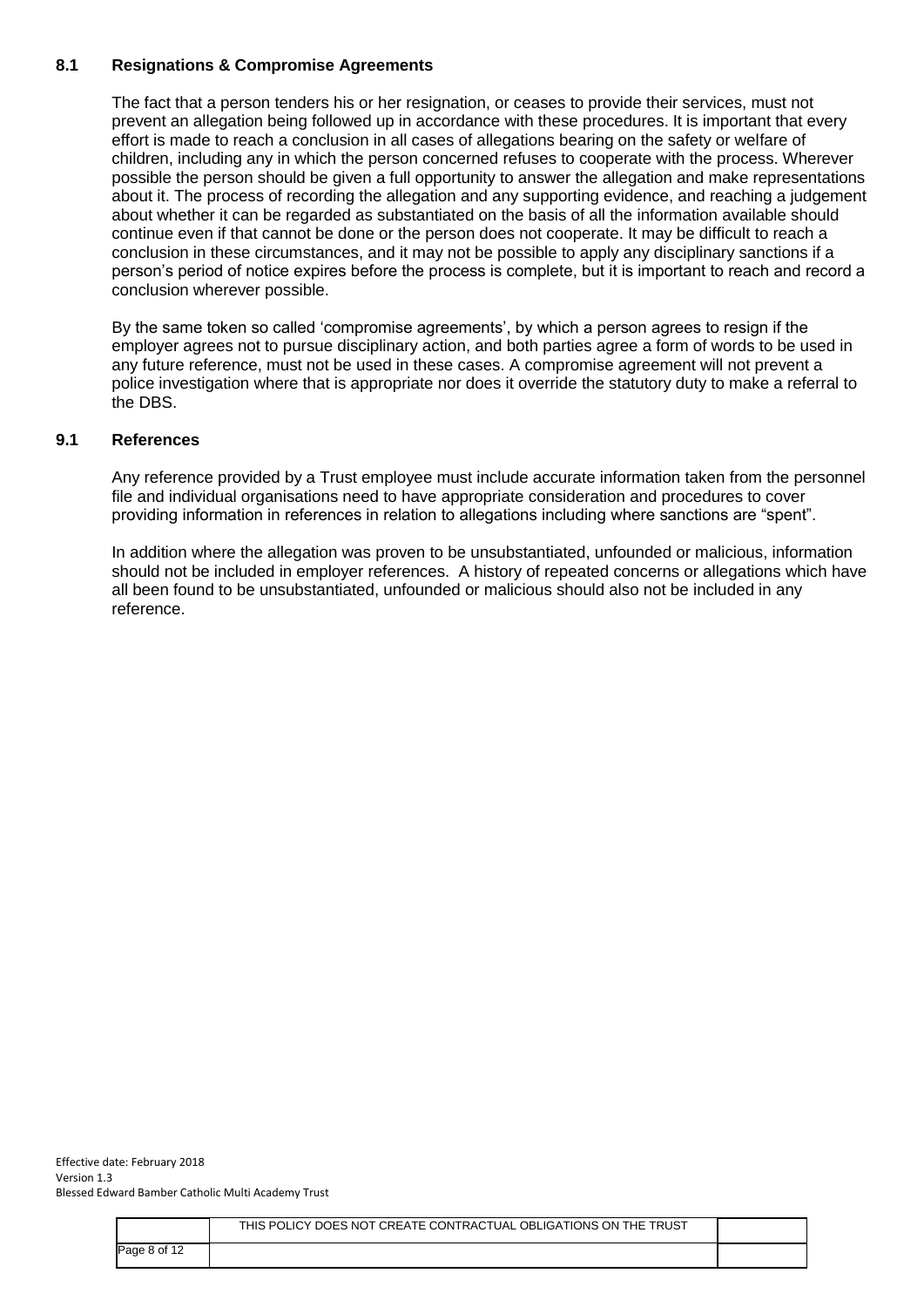### 8.1 Resignations & Compromise Agreements

The fact that a person tenders his or her resignation, or ceases to provide their services, must not prevent an allegation being followed up in accordance with these procedures. It is important that every effort is made to reach a conclusion in all cases of allegations bearing on the safety or welfare of children, including any in which the person concerned refuses to cooperate with the process. Wherever possible the person should be given a full opportunity to answer the allegation and make representations about it. The process of recording the allegation and any supporting evidence, and reaching a judgement about whether it can be regarded as substantiated on the basis of all the information available should continue even if that cannot be done or the person does not cooperate. It may be difficult to reach a conclusion in these circumstances, and it may not be possible to apply any disciplinary sanctions if a person's period of notice expires before the process is complete, but it is important to reach and record a conclusion wherever possible.

By the same token so called 'compromise agreements', by which a person agrees to resign if the employer agrees not to pursue disciplinary action, and both parties agree a form of words to be used in any future reference, must not be used in these cases. A compromise agreement will not prevent a police investigation where that is appropriate nor does it override the statutory duty to make a referral to the DBS.

### 9.1 References

Any reference provided by a Trust employee must include accurate information taken from the personnel file and individual organisations need to have appropriate consideration and procedures to cover providing information in references in relation to allegations including where sanctions are "spent".

In addition where the allegation was proven to be unsubstantiated, unfounded or malicious, information should not be included in employer references. A history of repeated concerns or allegations which have all been found to be unsubstantiated, unfounded or malicious should also not be included in any reference.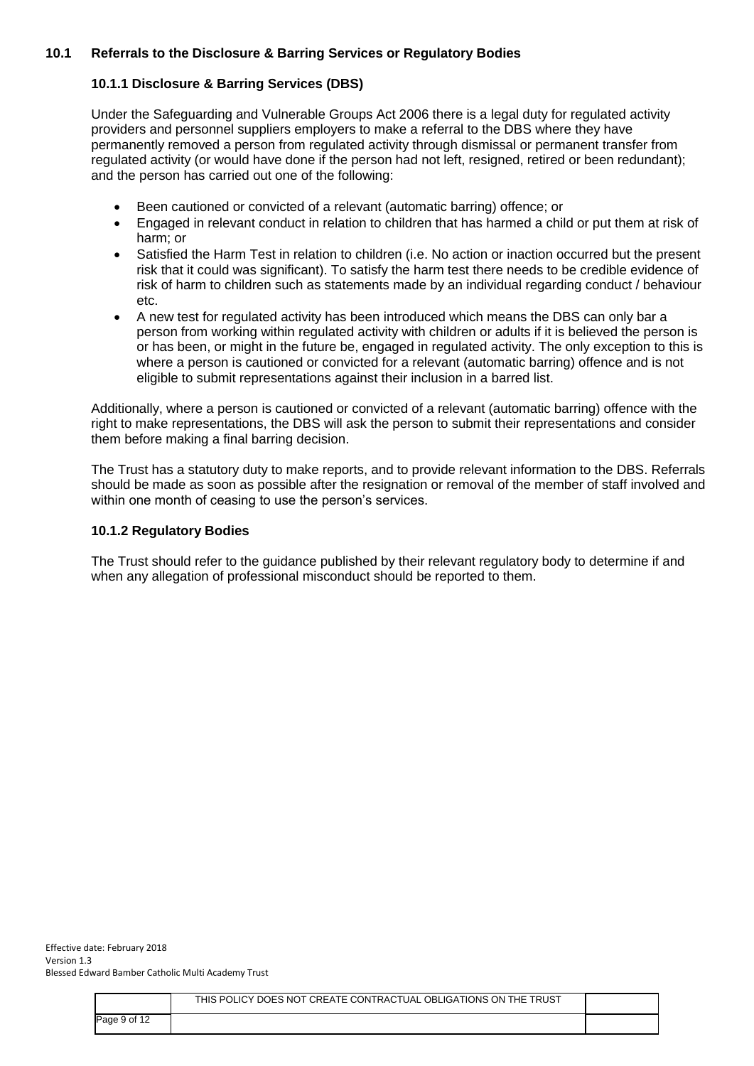## 10.1 Referrals to the Disclosure & Barring Services or Regulatory Bodies

### 10.1.1 Disclosure & Barring Services (DBS)

Under the Safeguarding and Vulnerable Groups Act 2006 there is a legal duty for regulated activity providers and personnel suppliers employers to make a referral to the DBS where they have permanently removed a person from regulated activity through dismissal or permanent transfer from regulated activity (or would have done if the person had not left, resigned, retired or been redundant); and the person has carried out one of the following:

- Been cautioned or convicted of a relevant (automatic barring) offence; or
- Engaged in relevant conduct in relation to children that has harmed a child or put them at risk of harm; or
- Satisfied the Harm Test in relation to children (i.e. No action or inaction occurred but the present risk that it could was significant). To satisfy the harm test there needs to be credible evidence of risk of harm to children such as statements made by an individual regarding conduct / behaviour etc.
- A new test for regulated activity has been introduced which means the DBS can only bar a person from working within regulated activity with children or adults if it is believed the person is or has been, or might in the future be, engaged in regulated activity. The only exception to this is where a person is cautioned or convicted for a relevant (automatic barring) offence and is not eligible to submit representations against their inclusion in a barred list.

Additionally, where a person is cautioned or convicted of a relevant (automatic barring) offence with the right to make representations, the DBS will ask the person to submit their representations and consider them before making a final barring decision.

The Trust has a statutory duty to make reports, and to provide relevant information to the DBS. Referrals should be made as soon as possible after the resignation or removal of the member of staff involved and within one month of ceasing to use the person's services.

### 10.1.2 Regulatory Bodies

The Trust should refer to the guidance published by their relevant regulatory body to determine if and when any allegation of professional misconduct should be reported to them.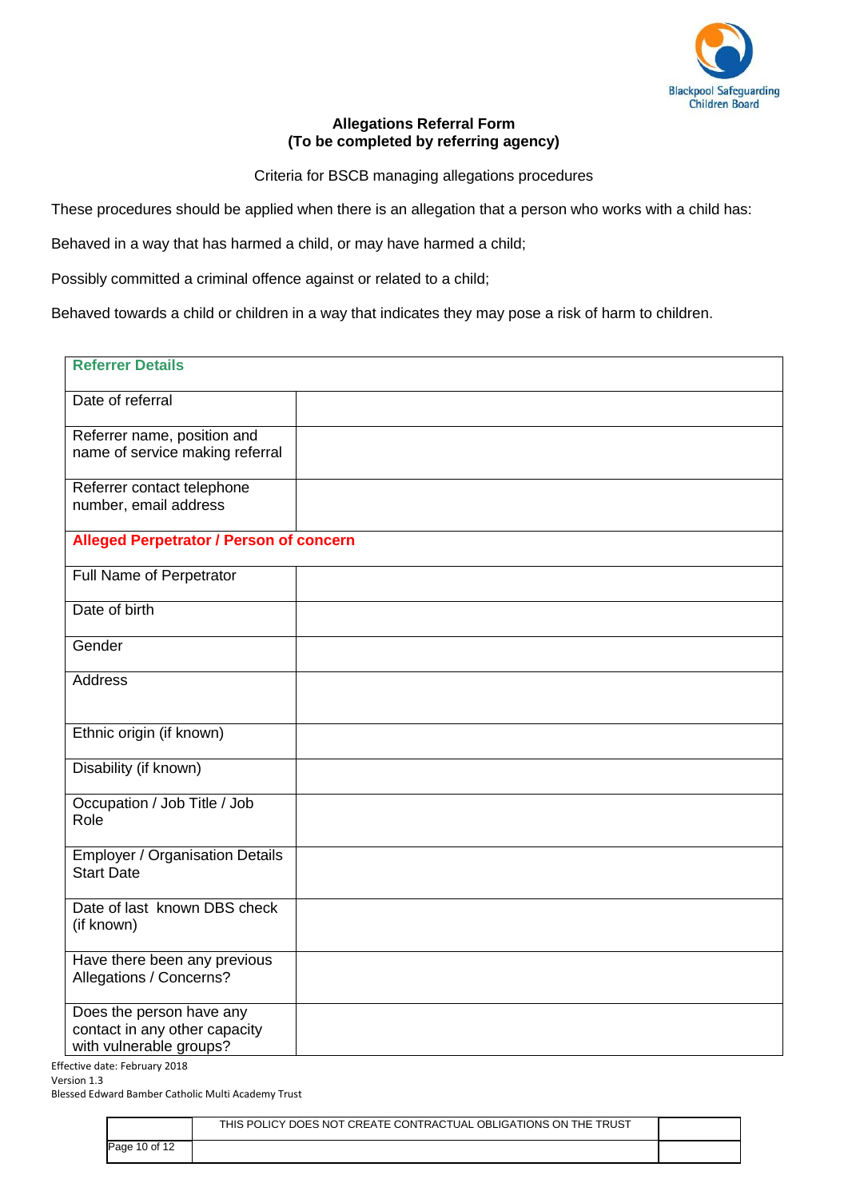Blackpool Safeguarding Children Board

**Allegations Referral Form**
**(To be completed by referring agency)**

Criteria for BSCB managing allegations procedures

These procedures should be applied when there is an allegation that a person who works with a child has:

Behaved in a way that has harmed a child, or may have harmed a child;

Possibly committed a criminal offence against or related to a child;

Behaved towards a child or children in a way that indicates they may pose a risk of harm to children.

| **Referrer Details** | |
|---|---|
| Date of referral | |
| Referrer name, position and name of service making referral | |
| Referrer contact telephone number, email address | |
| **Alleged Perpetrator / Person of concern** | |
| Full Name of Perpetrator | |
| Date of birth | |
| Gender | |
| Address | |
| Ethnic origin (if known) | |
| Disability (if known) | |
| Occupation / Job Title / Job Role | |
| Employer / Organisation Details Start Date | |
| Date of last known DBS check (if known) | |
| Have there been any previous Allegations / Concerns? | |
| Does the person have any contact in any other capacity with vulnerable groups? | |

Effective date: February 2018
Version 1.3
Blessed Edward Bamber Catholic Multi Academy Trust

THIS POLICY DOES NOT CREATE CONTRACTUAL OBLIGATIONS ON THE TRUST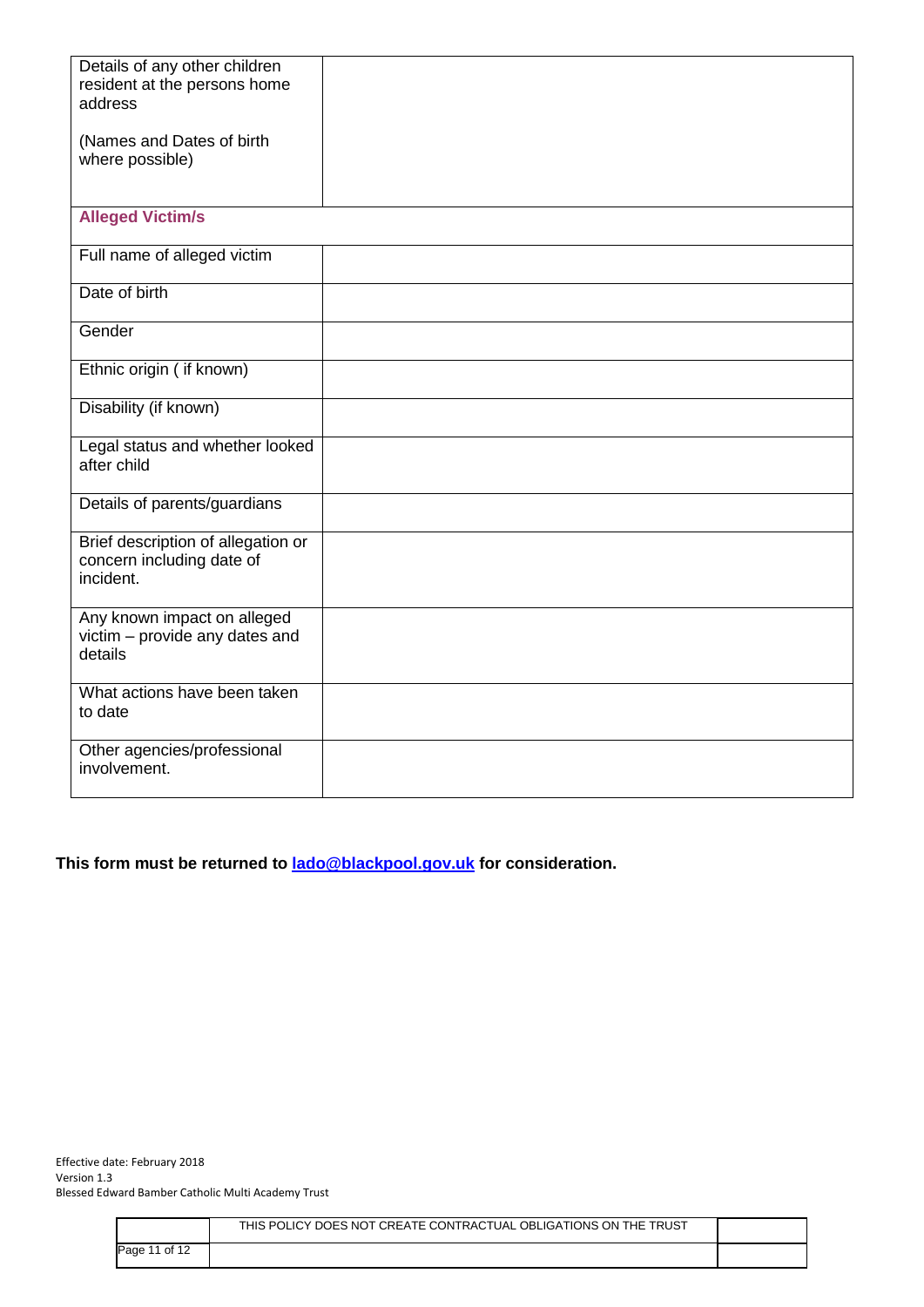| | |
|---|---|
| Details of any other children resident at the persons home address<br><br>(Names and Dates of birth where possible) | |
| **Alleged Victim/s** | |
| Full name of alleged victim | |
| Date of birth | |
| Gender | |
| Ethnic origin ( if known) | |
| Disability (if known) | |
| Legal status and whether looked after child | |
| Details of parents/guardians | |
| Brief description of allegation or concern including date of incident. | |
| Any known impact on alleged victim – provide any dates and details | |
| What actions have been taken to date | |
| Other agencies/professional involvement. | |

**This form must be returned to [lado@blackpool.gov.uk](mailto:lado@blackpool.gov.uk) for consideration.**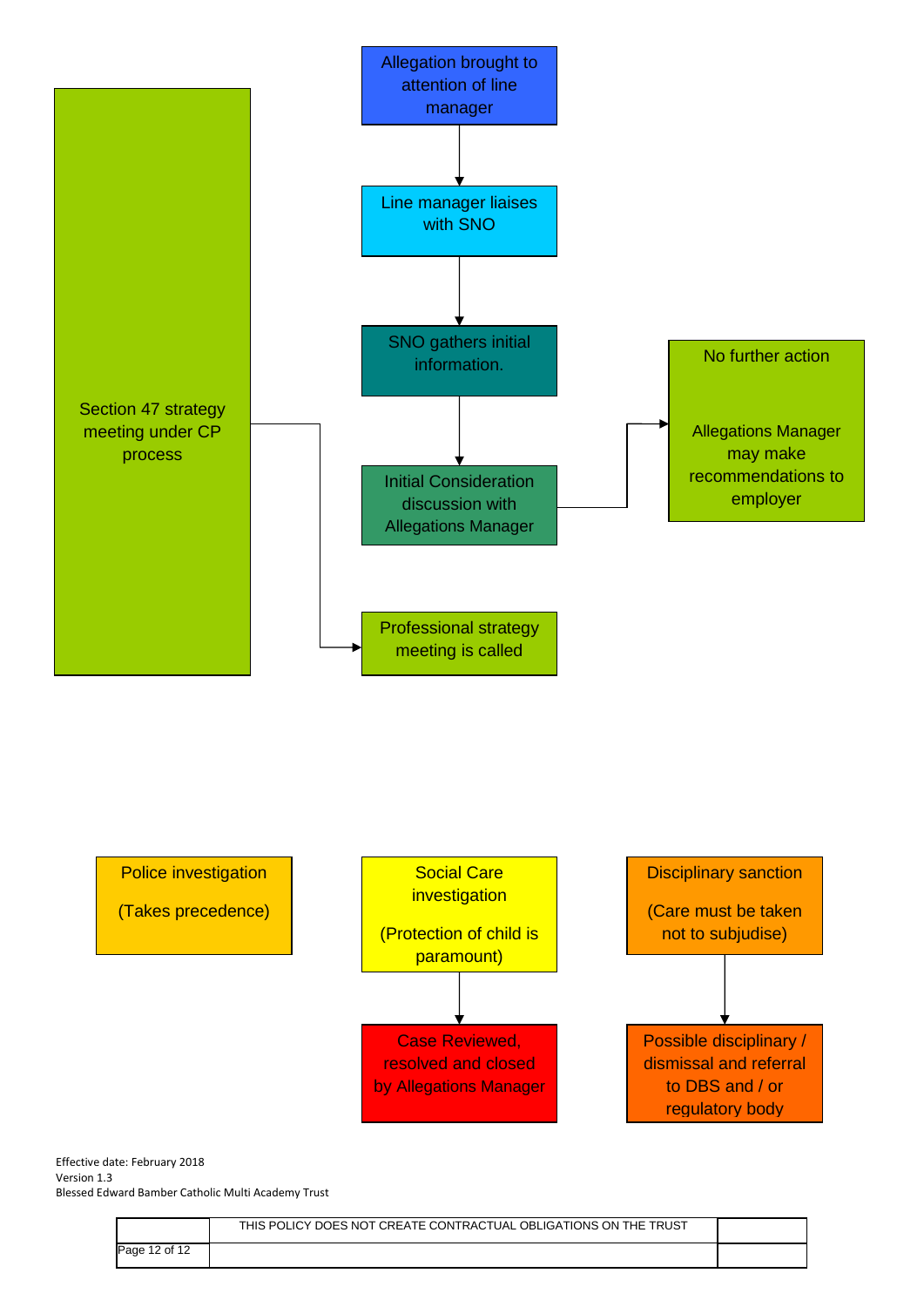Allegation brought to attention of line manager

Line manager liaises with SNO

SNO gathers initial information.

Initial Consideration discussion with Allegations Manager

No further action

Allegations Manager may make recommendations to employer

Section 47 strategy meeting under CP process

Professional strategy meeting is called

Police investigation

(Takes precedence)

Social Care investigation

(Protection of child is paramount)

Disciplinary sanction

(Care must be taken not to subjudise)

Case Reviewed, resolved and closed by Allegations Manager

Possible disciplinary / dismissal and referral to DBS and / or regulatory body

Effective date: February 2018
Version 1.3
Blessed Edward Bamber Catholic Multi Academy Trust

THIS POLICY DOES NOT CREATE CONTRACTUAL OBLIGATIONS ON THE TRUST